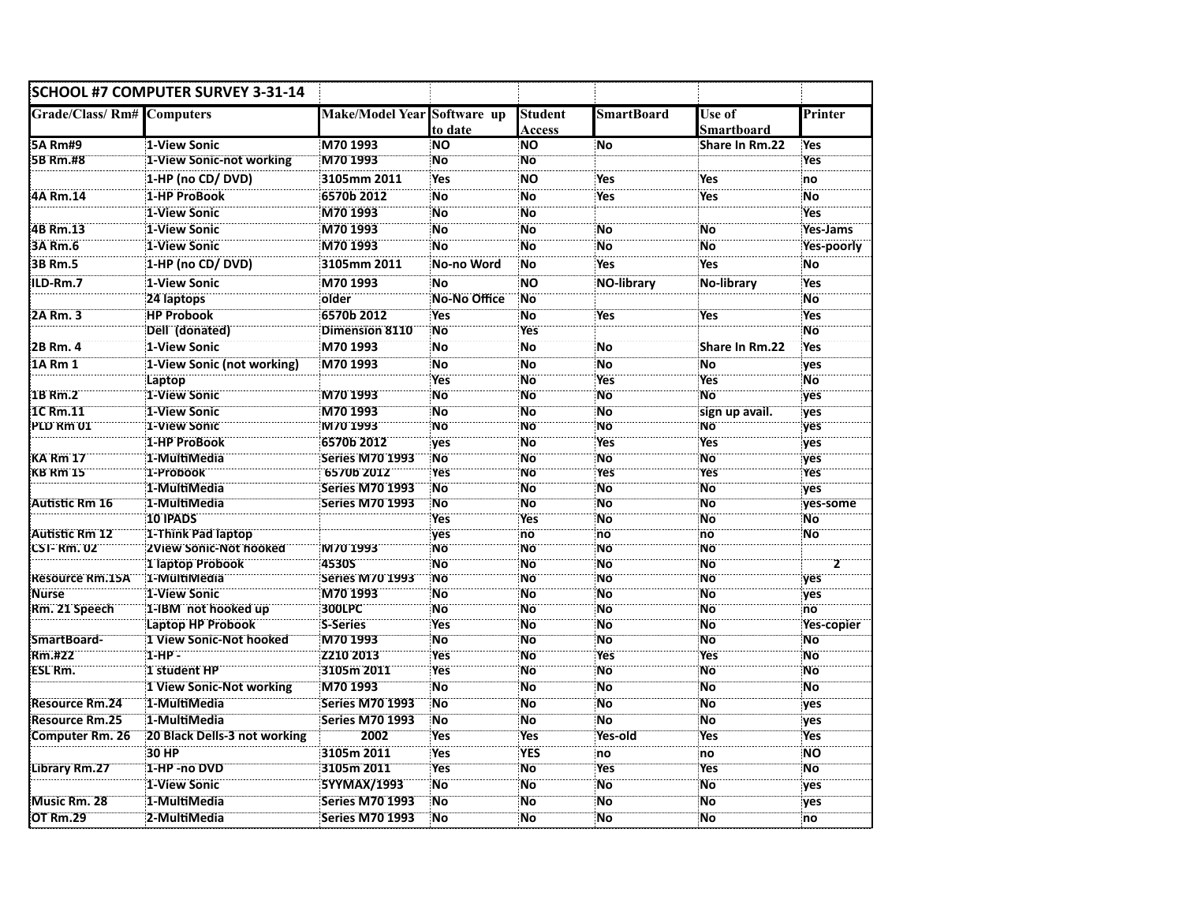| SCHOOL #7 COMPUTER SURVEY 3-31-14 | | | | | | | |
|---|---|---|---|---|---|---|---|
| Grade/Class/ Rm# | Computers | Make/Model Year | Software up to date | Student Access | SmartBoard | Use of Smartboard | Printer |
| 5A Rm#9 | 1-View Sonic | M70 1993 | NO | NO | No | Share In Rm.22 | Yes |
| 5B Rm.#8 | 1-View Sonic-not working | M70 1993 | No | No | | | Yes |
| | 1-HP (no CD/ DVD) | 3105mm 2011 | Yes | NO | Yes | Yes | no |
| 4A Rm.14 | 1-HP ProBook | 6570b 2012 | No | No | Yes | Yes | No |
| | 1-View Sonic | M70 1993 | No | No | | | Yes |
| 4B Rm.13 | 1-View Sonic | M70 1993 | No | No | No | No | Yes-Jams |
| 3A Rm.6 | 1-View Sonic | M70 1993 | No | No | No | No | Yes-poorly |
| 3B Rm.5 | 1-HP (no CD/ DVD) | 3105mm 2011 | No-no Word | No | Yes | Yes | No |
| ILD-Rm.7 | 1-View Sonic | M70 1993 | No | NO | NO-library | No-library | Yes |
| | 24 laptops | older | No-No Office | No | | | No |
| 2A Rm. 3 | HP Probook | 6570b 2012 | Yes | No | Yes | Yes | Yes |
| | Dell (donated) | Dimension 8110 | No | Yes | | | No |
| 2B Rm. 4 | 1-View Sonic | M70 1993 | No | No | No | Share In Rm.22 | Yes |
| 1A Rm 1 | 1-View Sonic (not working) | M70 1993 | No | No | No | No | yes |
| | Laptop | | Yes | No | Yes | Yes | No |
| 1B Rm.2 | 1-View Sonic | M70 1993 | No | No | No | No | yes |
| 1C Rm.11 | 1-View Sonic | M70 1993 | No | No | No | sign up avail. | yes |
| PLD Rm 01 | 1-View Sonic | M70 1993 | No | No | No | No | yes |
| | 1-HP ProBook | 6570b 2012 | yes | No | Yes | Yes | yes |
| KA Rm 17 | 1-MultiMedia | Series M70 1993 | No | No | No | No | yes |
| KB Rm 15 | 1-Probook | 6570b 2012 | Yes | No | Yes | Yes | Yes |
| | 1-MultiMedia | Series M70 1993 | No | No | No | No | yes |
| Autistic Rm 16 | 1-MultiMedia | Series M70 1993 | No | No | No | No | yes-some |
| | 10 IPADS | | Yes | Yes | No | No | No |
| Autistic Rm 12 | 1-Think Pad laptop | | yes | no | no | no | No |
| CST- Rm. 02 | 2View Sonic-Not hooked | M70 1993 | No | No | No | No | |
| | 1 laptop Probook | 4530S | No | No | No | No | 2 |
| Resource Rm.15A | 1-MultiMedia | Series M70 1993 | No | No | No | No | yes |
| Nurse | 1-View Sonic | M70 1993 | No | No | No | No | yes |
| Rm. 21 Speech | 1-IBM not hooked up | 300LPC | No | No | No | No | no |
| | Laptop HP Probook | S-Series | Yes | No | No | No | Yes-copier |
| SmartBoard- | 1 View Sonic-Not hooked | M70 1993 | No | No | No | No | No |
| Rm.#22 | 1-HP - | Z210 2013 | Yes | No | Yes | Yes | No |
| ESL Rm. | 1 student HP | 3105m 2011 | Yes | No | No | No | No |
| | 1 View Sonic-Not working | M70 1993 | No | No | No | No | No |
| Resource Rm.24 | 1-MultiMedia | Series M70 1993 | No | No | No | No | yes |
| Resource Rm.25 | 1-MultiMedia | Series M70 1993 | No | No | No | No | yes |
| Computer Rm. 26 | 20 Black Dells-3 not working | 2002 | Yes | Yes | Yes-old | Yes | Yes |
| | 30 HP | 3105m 2011 | Yes | YES | no | no | NO |
| Library Rm.27 | 1-HP -no DVD | 3105m 2011 | Yes | No | Yes | Yes | No |
| | 1-View Sonic | SYYMAX/1993 | No | No | No | No | yes |
| Music Rm. 28 | 1-MultiMedia | Series M70 1993 | No | No | No | No | yes |
| OT Rm.29 | 2-MultiMedia | Series M70 1993 | No | No | No | No | no |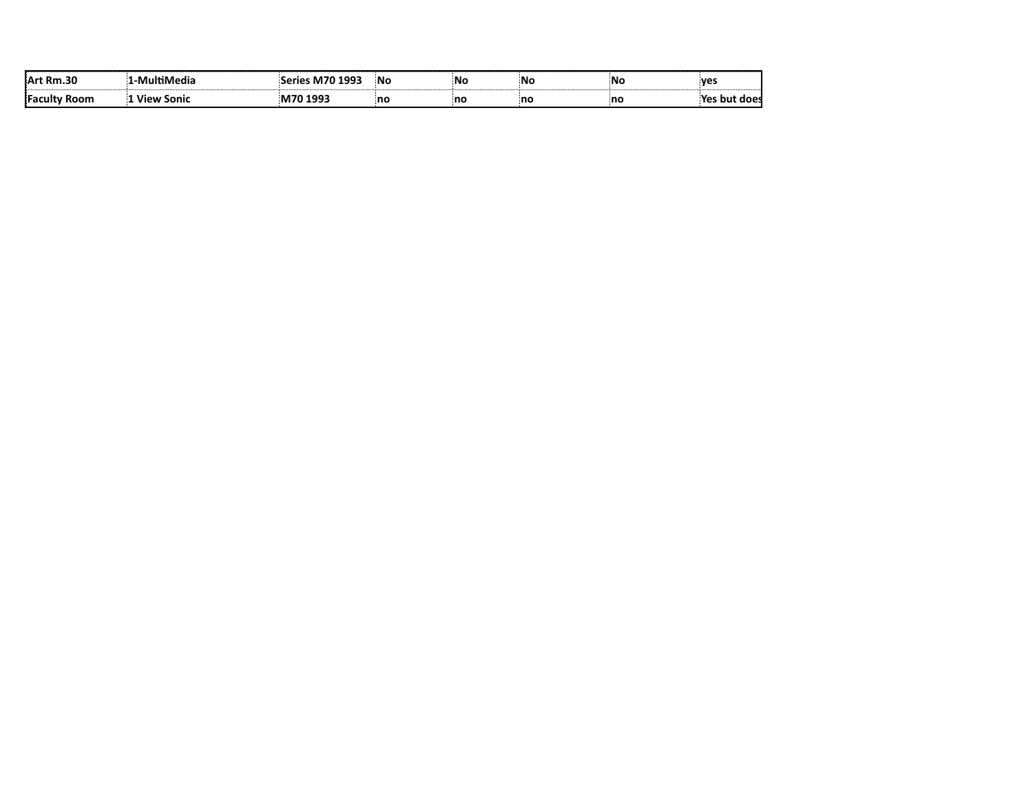| Art Rm.30 | 1-MultiMedia | Series M70 1993 | No | No | No | No | yes |
|---|---|---|---|---|---|---|---|
| Faculty Room | 1 View Sonic | M70 1993 | no | no | no | no | Yes but does |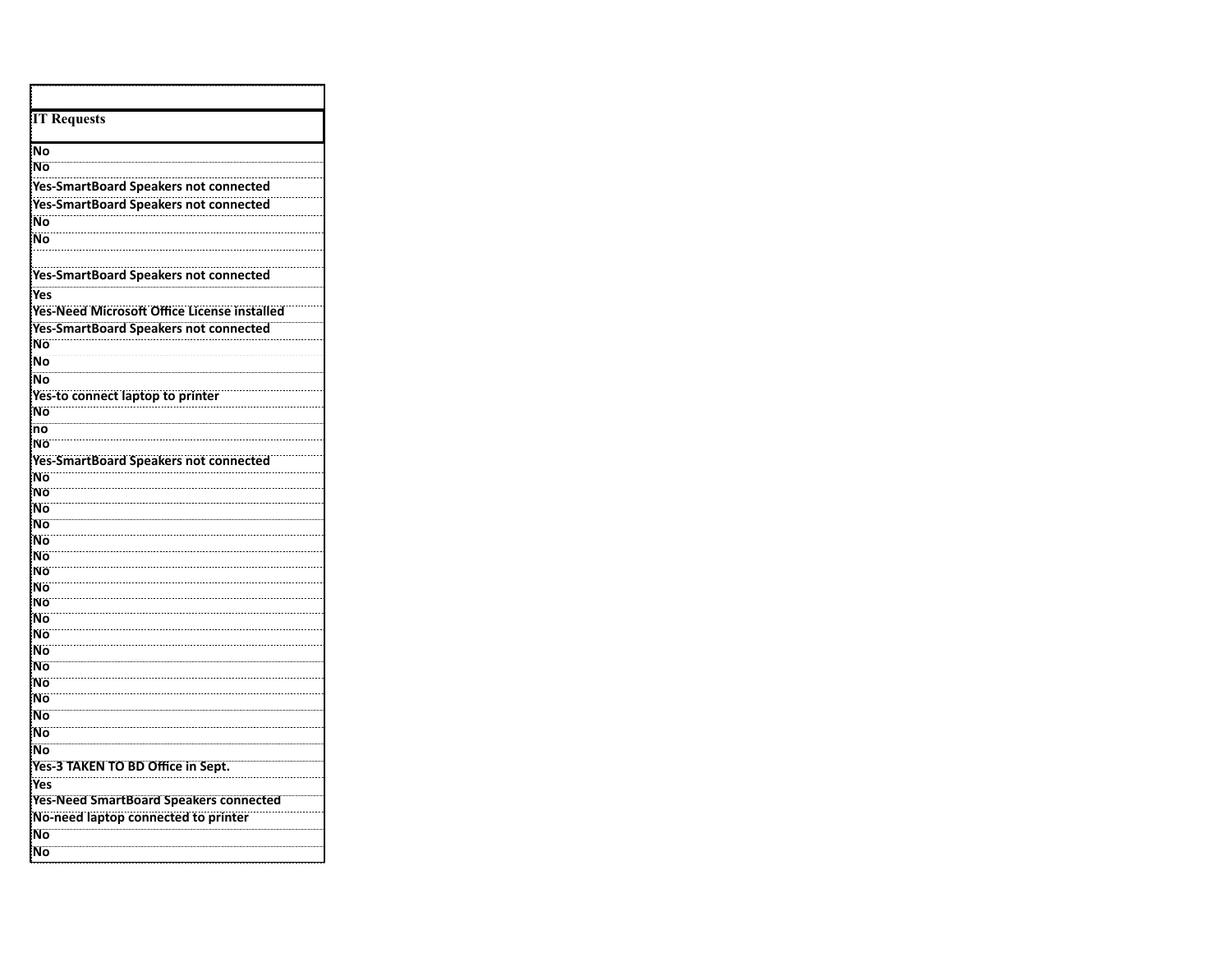| IT Requests |
| --- |
| No |
| No |
| Yes-SmartBoard Speakers not connected |
| Yes-SmartBoard Speakers not connected |
| No |
| No |
| |
| Yes-SmartBoard Speakers not connected |
| Yes |
| Yes-Need Microsoft Office License installed |
| Yes-SmartBoard Speakers not connected |
| No |
| No |
| No |
| Yes-to connect laptop to printer |
| No |
| no |
| No |
| Yes-SmartBoard Speakers not connected |
| No |
| No |
| No |
| No |
| No |
| No |
| No |
| No |
| No |
| No |
| No |
| No |
| No |
| No |
| No |
| No |
| No |
| No |
| Yes-3 TAKEN TO BD Office in Sept. |
| Yes |
| Yes-Need SmartBoard Speakers connected |
| No-need laptop connected to printer |
| No |
| No |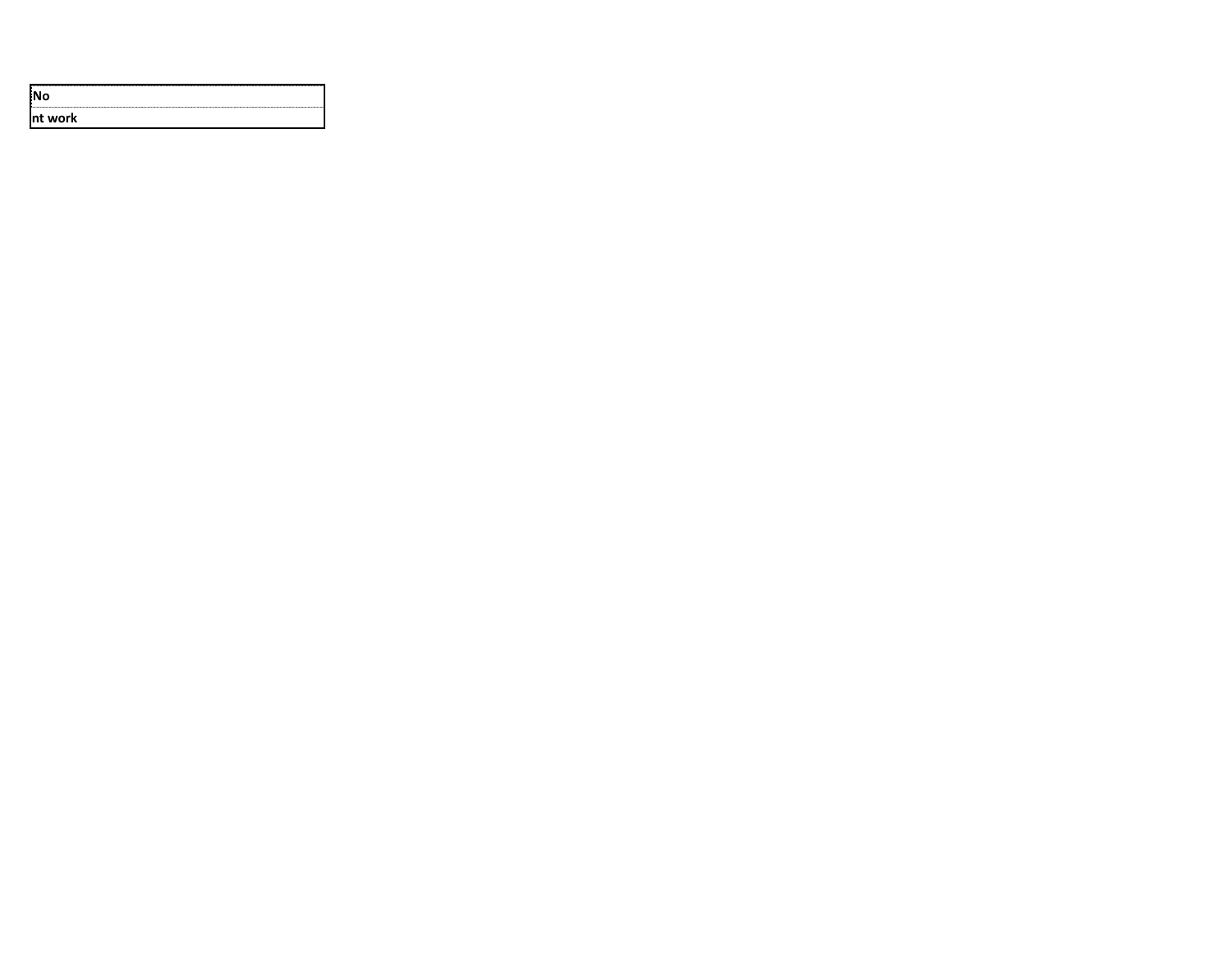| |
|---|
| **No** |
| **nt work** |